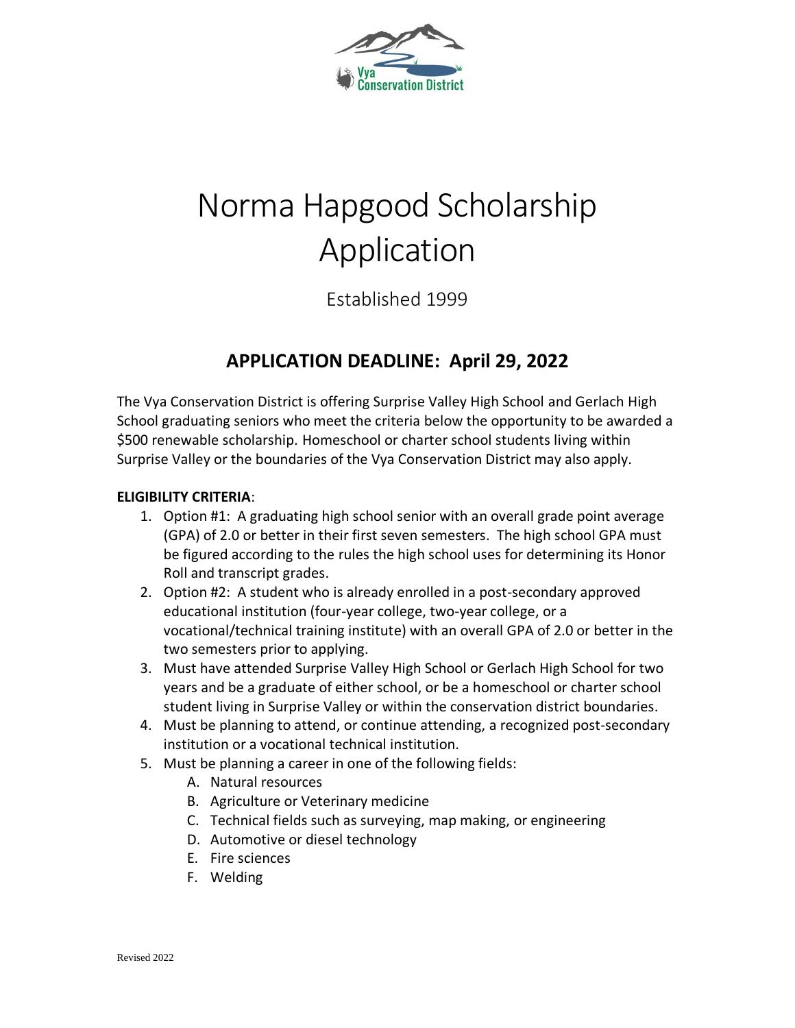# Norma Hapgood Scholarship Application

Established 1999

## APPLICATION DEADLINE: April 29, 2022

The Vya Conservation District is offering Surprise Valley High School and Gerlach High School graduating seniors who meet the criteria below the opportunity to be awarded a $500 renewable scholarship. Homeschool or charter school students living within Surprise Valley or the boundaries of the Vya Conservation District may also apply.

**ELIGIBILITY CRITERIA**:

1. Option #1: A graduating high school senior with an overall grade point average (GPA) of 2.0 or better in their first seven semesters. The high school GPA must be figured according to the rules the high school uses for determining its Honor Roll and transcript grades.
2. Option #2: A student who is already enrolled in a post-secondary approved educational institution (four-year college, two-year college, or a vocational/technical training institute) with an overall GPA of 2.0 or better in the two semesters prior to applying.
3. Must have attended Surprise Valley High School or Gerlach High School for two years and be a graduate of either school, or be a homeschool or charter school student living in Surprise Valley or within the conservation district boundaries.
4. Must be planning to attend, or continue attending, a recognized post-secondary institution or a vocational technical institution.
5. Must be planning a career in one of the following fields:
   A. Natural resources
   B. Agriculture or Veterinary medicine
   C. Technical fields such as surveying, map making, or engineering
   D. Automotive or diesel technology
   E. Fire sciences
   F. Welding

Revised 2022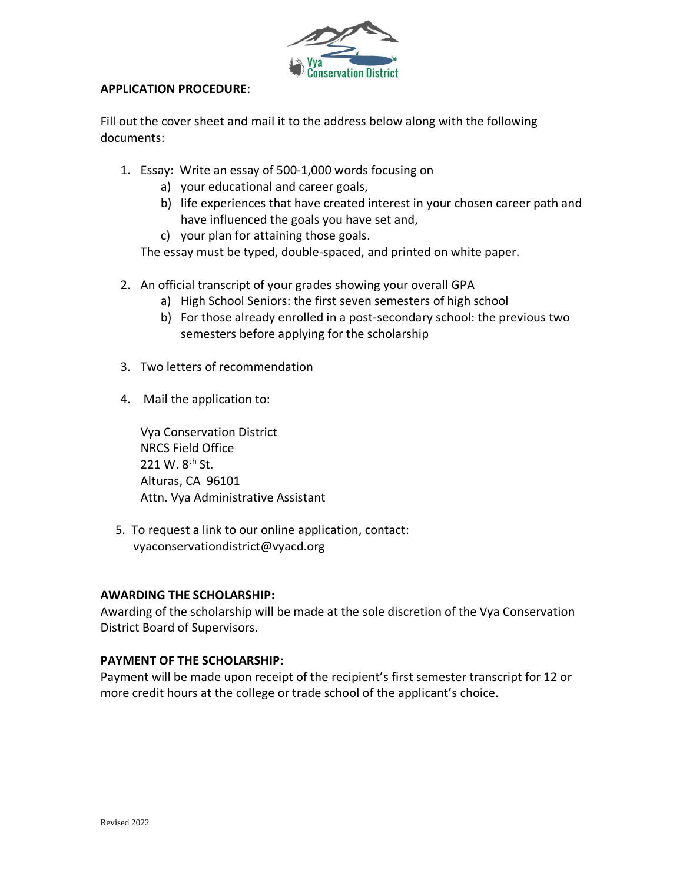**APPLICATION PROCEDURE**:

Fill out the cover sheet and mail it to the address below along with the following documents:

1. Essay: Write an essay of 500-1,000 words focusing on
   a) your educational and career goals,
   b) life experiences that have created interest in your chosen career path and have influenced the goals you have set and,
   c) your plan for attaining those goals.

   The essay must be typed, double-spaced, and printed on white paper.

2. An official transcript of your grades showing your overall GPA
   a) High School Seniors: the first seven semesters of high school
   b) For those already enrolled in a post-secondary school: the previous two semesters before applying for the scholarship

3. Two letters of recommendation

4. Mail the application to:

   Vya Conservation District
   NRCS Field Office
   221 W. 8th St.
   Alturas, CA 96101
   Attn. Vya Administrative Assistant

5. To request a link to our online application, contact:
   vyaconservationdistrict@vyacd.org

**AWARDING THE SCHOLARSHIP:**

Awarding of the scholarship will be made at the sole discretion of the Vya Conservation District Board of Supervisors.

**PAYMENT OF THE SCHOLARSHIP:**

Payment will be made upon receipt of the recipient's first semester transcript for 12 or more credit hours at the college or trade school of the applicant's choice.

Revised 2022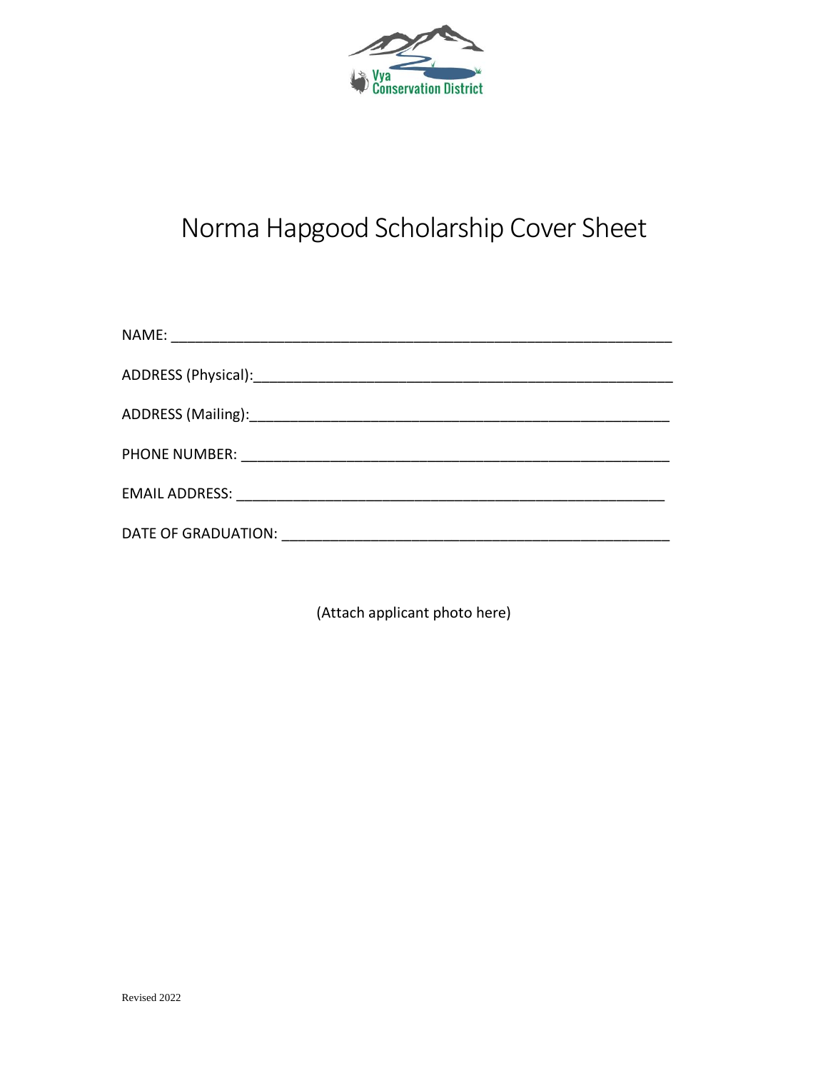Vya Conservation District

# Norma Hapgood Scholarship Cover Sheet

NAME: ______________________________________________________________

ADDRESS (Physical):____________________________________________________

ADDRESS (Mailing):____________________________________________________

PHONE NUMBER: _____________________________________________________

EMAIL ADDRESS: _____________________________________________________

DATE OF GRADUATION: ________________________________________________

(Attach applicant photo here)

Revised 2022